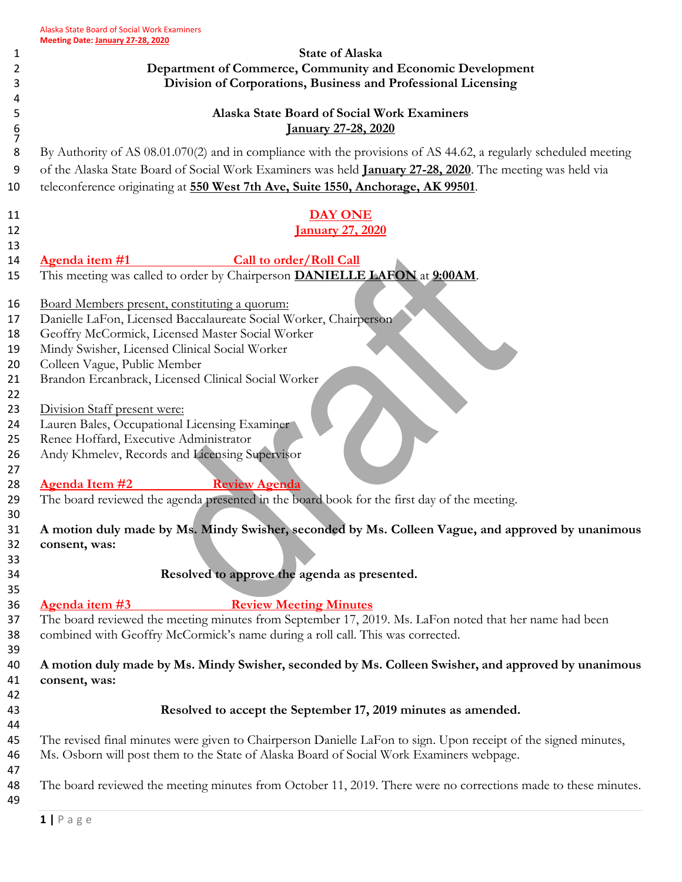# State of Alaska
## Department of Commerce, Community and Economic Development
## Division of Corporations, Business and Professional Licensing

## Alaska State Board of Social Work Examiners
## January 27-28, 2020

By Authority of AS 08.01.070(2) and in compliance with the provisions of AS 44.62, a regularly scheduled meeting of the Alaska State Board of Social Work Examiners was held **January 27-28, 2020**. The meeting was held via teleconference originating at **550 West 7th Ave, Suite 1550, Anchorage, AK 99501**.

## DAY ONE
## January 27, 2020

### Agenda item #1 Call to order/Roll Call

This meeting was called to order by Chairperson **DANIELLE LAFON** at **9:00AM**.

Board Members present, constituting a quorum:
Danielle LaFon, Licensed Baccalaureate Social Worker, Chairperson
Geoffry McCormick, Licensed Master Social Worker
Mindy Swisher, Licensed Clinical Social Worker
Colleen Vague, Public Member
Brandon Ercanbrack, Licensed Clinical Social Worker

Division Staff present were:
Lauren Bales, Occupational Licensing Examiner
Renee Hoffard, Executive Administrator
Andy Khmelev, Records and Licensing Supervisor

### Agenda Item #2 Review Agenda

The board reviewed the agenda presented in the board book for the first day of the meeting.

**A motion duly made by Ms. Mindy Swisher, seconded by Ms. Colleen Vague, and approved by unanimous consent, was:**

**Resolved to approve the agenda as presented.**

### Agenda item #3 Review Meeting Minutes

The board reviewed the meeting minutes from September 17, 2019. Ms. LaFon noted that her name had been combined with Geoffry McCormick's name during a roll call. This was corrected.

**A motion duly made by Ms. Mindy Swisher, seconded by Ms. Colleen Swisher, and approved by unanimous consent, was:**

**Resolved to accept the September 17, 2019 minutes as amended.**

The revised final minutes were given to Chairperson Danielle LaFon to sign. Upon receipt of the signed minutes, Ms. Osborn will post them to the State of Alaska Board of Social Work Examiners webpage.

The board reviewed the meeting minutes from October 11, 2019. There were no corrections made to these minutes.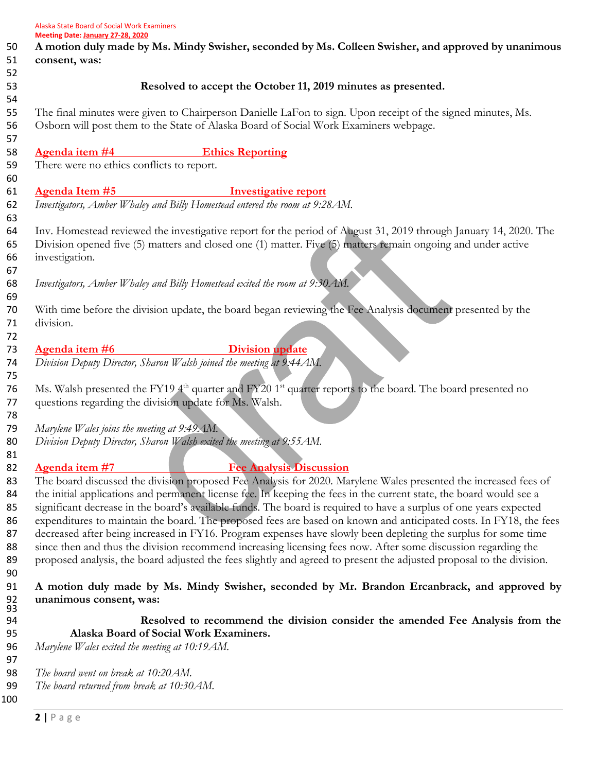**A motion duly made by Ms. Mindy Swisher, seconded by Ms. Colleen Swisher, and approved by unanimous consent, was:**

**Resolved to accept the October 11, 2019 minutes as presented.**

The final minutes were given to Chairperson Danielle LaFon to sign. Upon receipt of the signed minutes, Ms. Osborn will post them to the State of Alaska Board of Social Work Examiners webpage.

## Agenda item #4 Ethics Reporting

There were no ethics conflicts to report.

## Agenda Item #5 Investigative report

*Investigators, Amber Whaley and Billy Homestead entered the room at 9:28AM.*

Inv. Homestead reviewed the investigative report for the period of August 31, 2019 through January 14, 2020. The Division opened five (5) matters and closed one (1) matter. Five (5) matters remain ongoing and under active investigation.

*Investigators, Amber Whaley and Billy Homestead exited the room at 9:30AM.*

With time before the division update, the board began reviewing the Fee Analysis document presented by the division.

## Agenda item #6 Division update

*Division Deputy Director, Sharon Walsh joined the meeting at 9:44AM.*

Ms. Walsh presented the FY19 4th quarter and FY20 1st quarter reports to the board. The board presented no questions regarding the division update for Ms. Walsh.

*Marylene Wales joins the meeting at 9:49AM.*
*Division Deputy Director, Sharon Walsh exited the meeting at 9:55AM.*

## Agenda item #7 Fee Analysis Discussion

The board discussed the division proposed Fee Analysis for 2020. Marylene Wales presented the increased fees of the initial applications and permanent license fee. In keeping the fees in the current state, the board would see a significant decrease in the board's available funds. The board is required to have a surplus of one years expected expenditures to maintain the board. The proposed fees are based on known and anticipated costs. In FY18, the fees decreased after being increased in FY16. Program expenses have slowly been depleting the surplus for some time since then and thus the division recommend increasing licensing fees now. After some discussion regarding the proposed analysis, the board adjusted the fees slightly and agreed to present the adjusted proposal to the division.

**A motion duly made by Ms. Mindy Swisher, seconded by Mr. Brandon Ercanbrack, and approved by unanimous consent, was:**

**Resolved to recommend the division consider the amended Fee Analysis from the Alaska Board of Social Work Examiners.**

*Marylene Wales exited the meeting at 10:19AM.*

*The board went on break at 10:20AM.*
*The board returned from break at 10:30AM.*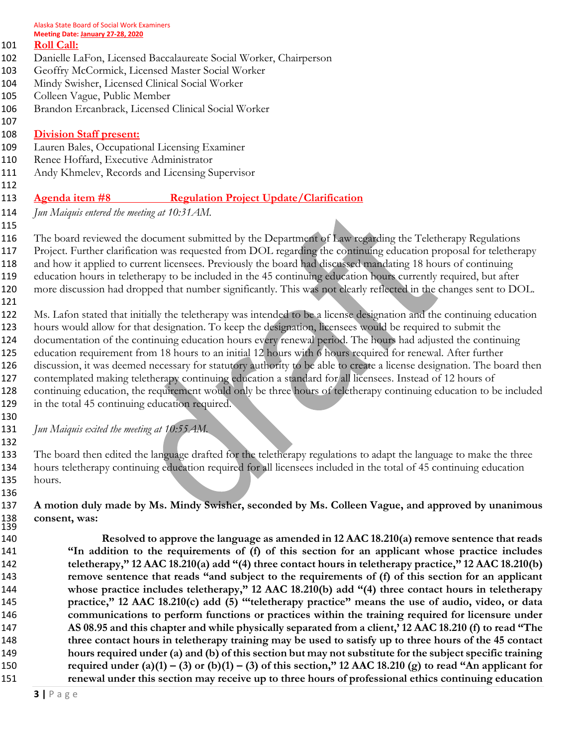**Roll Call:**

Danielle LaFon, Licensed Baccalaureate Social Worker, Chairperson
Geoffry McCormick, Licensed Master Social Worker
Mindy Swisher, Licensed Clinical Social Worker
Colleen Vague, Public Member
Brandon Ercanbrack, Licensed Clinical Social Worker

**Division Staff present:**

Lauren Bales, Occupational Licensing Examiner
Renee Hoffard, Executive Administrator
Andy Khmelev, Records and Licensing Supervisor

## Agenda item #8 Regulation Project Update/Clarification

*Jun Maiquis entered the meeting at 10:31AM.*

The board reviewed the document submitted by the Department of Law regarding the Teletherapy Regulations Project. Further clarification was requested from DOL regarding the continuing education proposal for teletherapy and how it applied to current licensees. Previously the board had discussed mandating 18 hours of continuing education hours in teletherapy to be included in the 45 continuing education hours currently required, but after more discussion had dropped that number significantly. This was not clearly reflected in the changes sent to DOL.

Ms. Lafon stated that initially the teletherapy was intended to be a license designation and the continuing education hours would allow for that designation. To keep the designation, licensees would be required to submit the documentation of the continuing education hours every renewal period. The hours had adjusted the continuing education requirement from 18 hours to an initial 12 hours with 6 hours required for renewal. After further discussion, it was deemed necessary for statutory authority to be able to create a license designation. The board then contemplated making teletherapy continuing education a standard for all licensees. Instead of 12 hours of continuing education, the requirement would only be three hours of teletherapy continuing education to be included in the total 45 continuing education required.

*Jun Maiquis exited the meeting at 10:55AM.*

The board then edited the language drafted for the teletherapy regulations to adapt the language to make the three hours teletherapy continuing education required for all licensees included in the total of 45 continuing education hours.

**A motion duly made by Ms. Mindy Swisher, seconded by Ms. Colleen Vague, and approved by unanimous consent, was:**

> **Resolved to approve the language as amended in 12 AAC 18.210(a) remove sentence that reads "In addition to the requirements of (f) of this section for an applicant whose practice includes teletherapy," 12 AAC 18.210(a) add "(4) three contact hours in teletherapy practice," 12 AAC 18.210(b) remove sentence that reads "and subject to the requirements of (f) of this section for an applicant whose practice includes teletherapy," 12 AAC 18.210(b) add "(4) three contact hours in teletherapy practice," 12 AAC 18.210(c) add (5) "'teletherapy practice" means the use of audio, video, or data communications to perform functions or practices within the training required for licensure under AS 08.95 and this chapter and while physically separated from a client,' 12 AAC 18.210 (f) to read "The three contact hours in teletherapy training may be used to satisfy up to three hours of the 45 contact hours required under (a) and (b) of this section but may not substitute for the subject specific training required under (a)(1) – (3) or (b)(1) – (3) of this section," 12 AAC 18.210 (g) to read "An applicant for renewal under this section may receive up to three hours of professional ethics continuing education**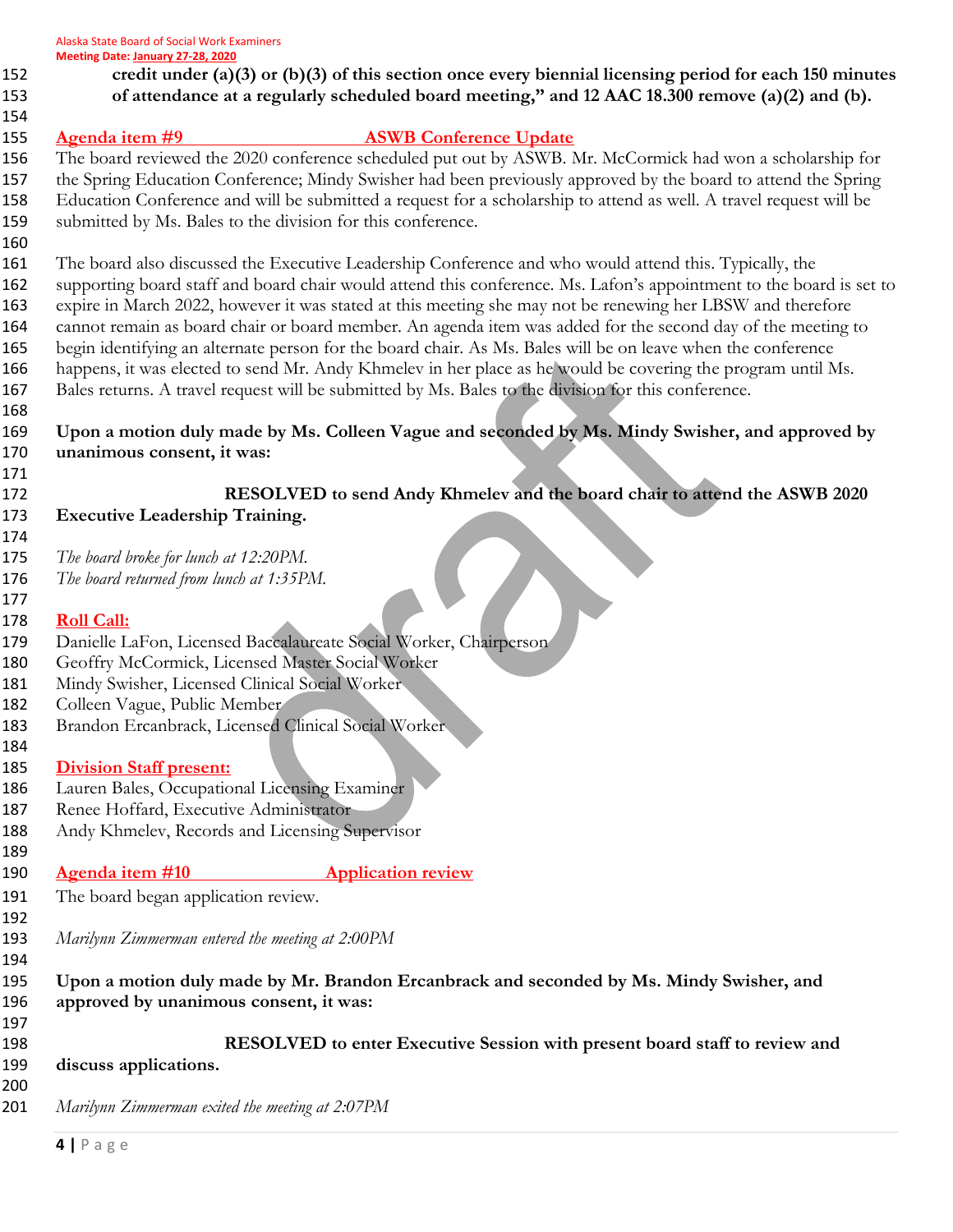**credit under (a)(3) or (b)(3) of this section once every biennial licensing period for each 150 minutes of attendance at a regularly scheduled board meeting," and 12 AAC 18.300 remove (a)(2) and (b).**

## Agenda item #9 ASWB Conference Update

The board reviewed the 2020 conference scheduled put out by ASWB. Mr. McCormick had won a scholarship for the Spring Education Conference; Mindy Swisher had been previously approved by the board to attend the Spring Education Conference and will be submitted a request for a scholarship to attend as well. A travel request will be submitted by Ms. Bales to the division for this conference.

The board also discussed the Executive Leadership Conference and who would attend this. Typically, the supporting board staff and board chair would attend this conference. Ms. Lafon's appointment to the board is set to expire in March 2022, however it was stated at this meeting she may not be renewing her LBSW and therefore cannot remain as board chair or board member. An agenda item was added for the second day of the meeting to begin identifying an alternate person for the board chair. As Ms. Bales will be on leave when the conference happens, it was elected to send Mr. Andy Khmelev in her place as he would be covering the program until Ms. Bales returns. A travel request will be submitted by Ms. Bales to the division for this conference.

**Upon a motion duly made by Ms. Colleen Vague and seconded by Ms. Mindy Swisher, and approved by unanimous consent, it was:**

**RESOLVED to send Andy Khmelev and the board chair to attend the ASWB 2020 Executive Leadership Training.**

*The board broke for lunch at 12:20PM.*
*The board returned from lunch at 1:35PM.*

## Roll Call:

Danielle LaFon, Licensed Baccalaureate Social Worker, Chairperson
Geoffry McCormick, Licensed Master Social Worker
Mindy Swisher, Licensed Clinical Social Worker
Colleen Vague, Public Member
Brandon Ercanbrack, Licensed Clinical Social Worker

## Division Staff present:

Lauren Bales, Occupational Licensing Examiner
Renee Hoffard, Executive Administrator
Andy Khmelev, Records and Licensing Supervisor

## Agenda item #10 Application review

The board began application review.

*Marilynn Zimmerman entered the meeting at 2:00PM*

**Upon a motion duly made by Mr. Brandon Ercanbrack and seconded by Ms. Mindy Swisher, and approved by unanimous consent, it was:**

**RESOLVED to enter Executive Session with present board staff to review and discuss applications.**

*Marilynn Zimmerman exited the meeting at 2:07PM*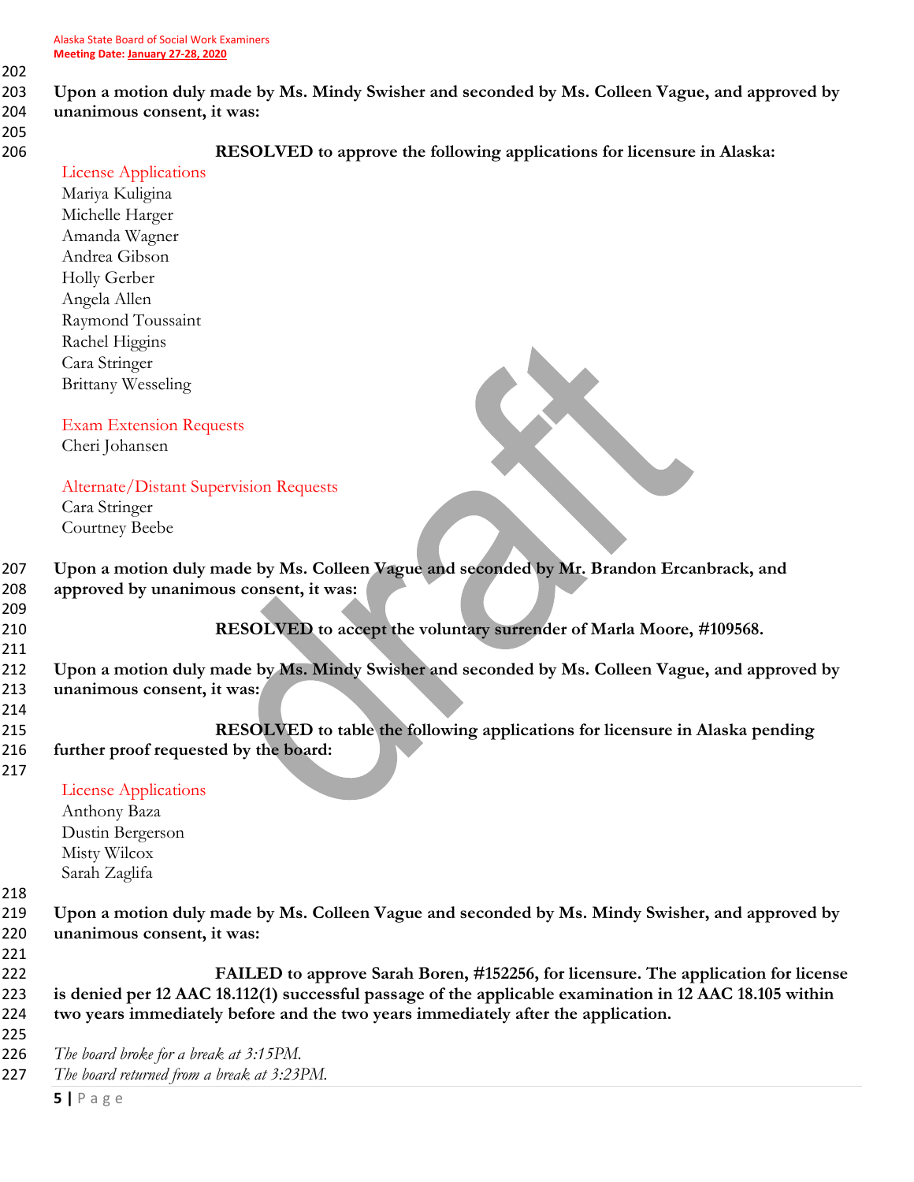**Upon a motion duly made by Ms. Mindy Swisher and seconded by Ms. Colleen Vague, and approved by unanimous consent, it was:**

**RESOLVED to approve the following applications for licensure in Alaska:**

License Applications
Mariya Kuligina
Michelle Harger
Amanda Wagner
Andrea Gibson
Holly Gerber
Angela Allen
Raymond Toussaint
Rachel Higgins
Cara Stringer
Brittany Wesseling

Exam Extension Requests
Cheri Johansen

Alternate/Distant Supervision Requests
Cara Stringer
Courtney Beebe

**Upon a motion duly made by Ms. Colleen Vague and seconded by Mr. Brandon Ercanbrack, and approved by unanimous consent, it was:**

**RESOLVED to accept the voluntary surrender of Marla Moore, #109568.**

**Upon a motion duly made by Ms. Mindy Swisher and seconded by Ms. Colleen Vague, and approved by unanimous consent, it was:**

**RESOLVED to table the following applications for licensure in Alaska pending further proof requested by the board:**

License Applications
Anthony Baza
Dustin Bergerson
Misty Wilcox
Sarah Zaglifa

**Upon a motion duly made by Ms. Colleen Vague and seconded by Ms. Mindy Swisher, and approved by unanimous consent, it was:**

**FAILED to approve Sarah Boren, #152256, for licensure. The application for license is denied per 12 AAC 18.112(1) successful passage of the applicable examination in 12 AAC 18.105 within two years immediately before and the two years immediately after the application.**

*The board broke for a break at 3:15PM.*
*The board returned from a break at 3:23PM.*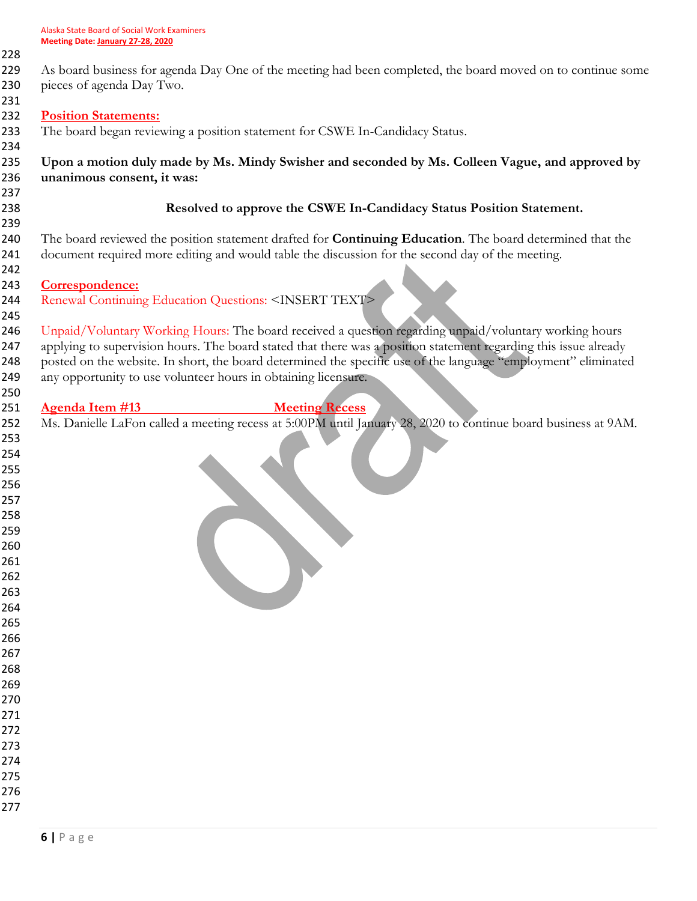As board business for agenda Day One of the meeting had been completed, the board moved on to continue some pieces of agenda Day Two.

## Position Statements:

The board began reviewing a position statement for CSWE In-Candidacy Status.

**Upon a motion duly made by Ms. Mindy Swisher and seconded by Ms. Colleen Vague, and approved by unanimous consent, it was:**

**Resolved to approve the CSWE In-Candidacy Status Position Statement.**

The board reviewed the position statement drafted for **Continuing Education**. The board determined that the document required more editing and would table the discussion for the second day of the meeting.

## Correspondence:

Renewal Continuing Education Questions: <INSERT TEXT>

Unpaid/Voluntary Working Hours: The board received a question regarding unpaid/voluntary working hours applying to supervision hours. The board stated that there was a position statement regarding this issue already posted on the website. In short, the board determined the specific use of the language "employment" eliminated any opportunity to use volunteer hours in obtaining licensure.

## Agenda Item #13 Meeting Recess

Ms. Danielle LaFon called a meeting recess at 5:00PM until January 28, 2020 to continue board business at 9AM.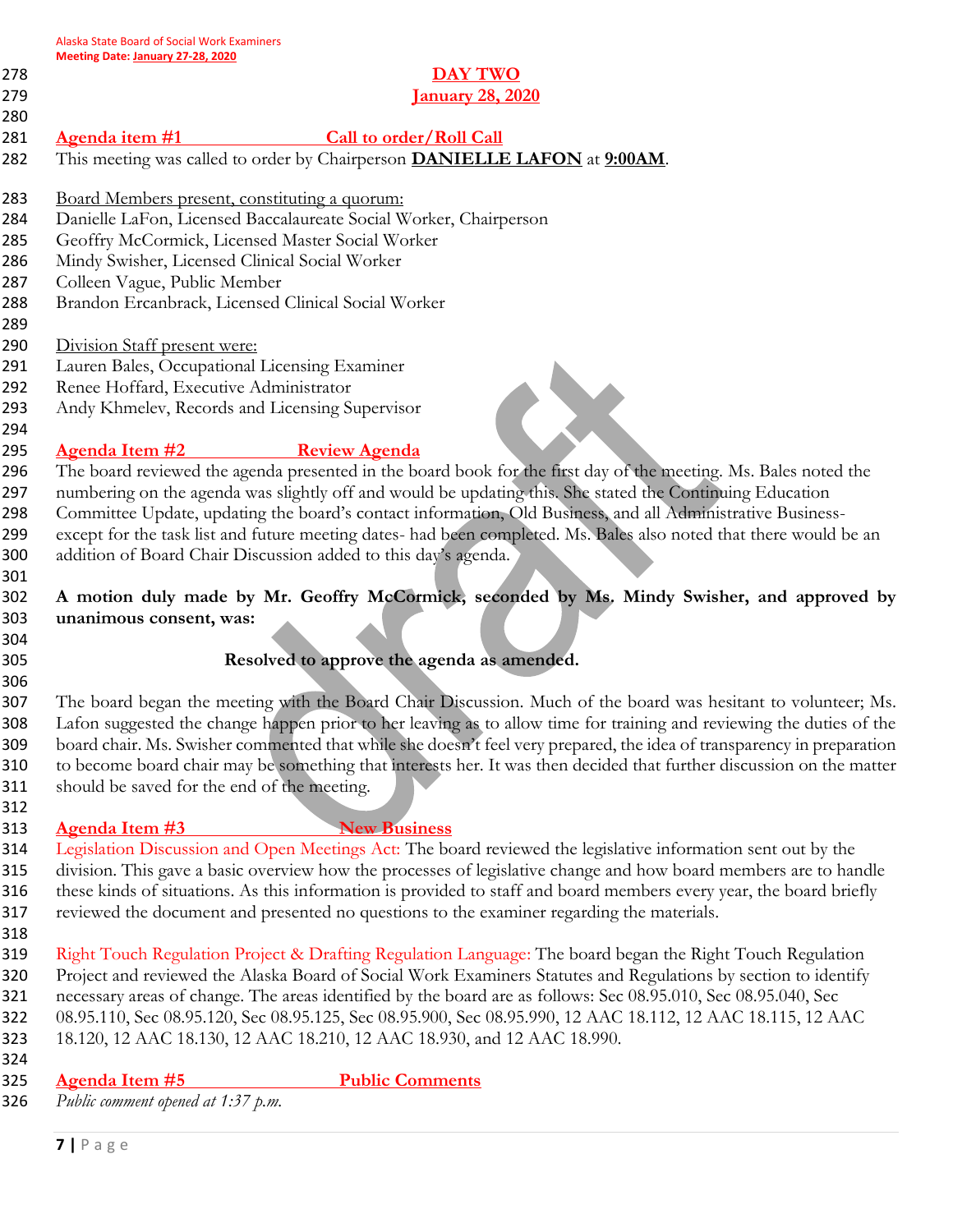## DAY TWO

## January 28, 2020

### Agenda item #1 Call to order/Roll Call

This meeting was called to order by Chairperson **DANIELLE LAFON** at **9:00AM**.

Board Members present, constituting a quorum:
Danielle LaFon, Licensed Baccalaureate Social Worker, Chairperson
Geoffry McCormick, Licensed Master Social Worker
Mindy Swisher, Licensed Clinical Social Worker
Colleen Vague, Public Member
Brandon Ercanbrack, Licensed Clinical Social Worker

Division Staff present were:
Lauren Bales, Occupational Licensing Examiner
Renee Hoffard, Executive Administrator
Andy Khmelev, Records and Licensing Supervisor

### Agenda Item #2 Review Agenda

The board reviewed the agenda presented in the board book for the first day of the meeting. Ms. Bales noted the numbering on the agenda was slightly off and would be updating this. She stated the Continuing Education Committee Update, updating the board's contact information, Old Business, and all Administrative Business- except for the task list and future meeting dates- had been completed. Ms. Bales also noted that there would be an addition of Board Chair Discussion added to this day's agenda.

**A motion duly made by Mr. Geoffry McCormick, seconded by Ms. Mindy Swisher, and approved by unanimous consent, was:**

**Resolved to approve the agenda as amended.**

The board began the meeting with the Board Chair Discussion. Much of the board was hesitant to volunteer; Ms. Lafon suggested the change happen prior to her leaving as to allow time for training and reviewing the duties of the board chair. Ms. Swisher commented that while she doesn't feel very prepared, the idea of transparency in preparation to become board chair may be something that interests her. It was then decided that further discussion on the matter should be saved for the end of the meeting.

### Agenda Item #3 New Business

Legislation Discussion and Open Meetings Act: The board reviewed the legislative information sent out by the division. This gave a basic overview how the processes of legislative change and how board members are to handle these kinds of situations. As this information is provided to staff and board members every year, the board briefly reviewed the document and presented no questions to the examiner regarding the materials.

Right Touch Regulation Project & Drafting Regulation Language: The board began the Right Touch Regulation Project and reviewed the Alaska Board of Social Work Examiners Statutes and Regulations by section to identify necessary areas of change. The areas identified by the board are as follows: Sec 08.95.010, Sec 08.95.040, Sec 08.95.110, Sec 08.95.120, Sec 08.95.125, Sec 08.95.900, Sec 08.95.990, 12 AAC 18.112, 12 AAC 18.115, 12 AAC 18.120, 12 AAC 18.130, 12 AAC 18.210, 12 AAC 18.930, and 12 AAC 18.990.

### Agenda Item #5 Public Comments

*Public comment opened at 1:37 p.m.*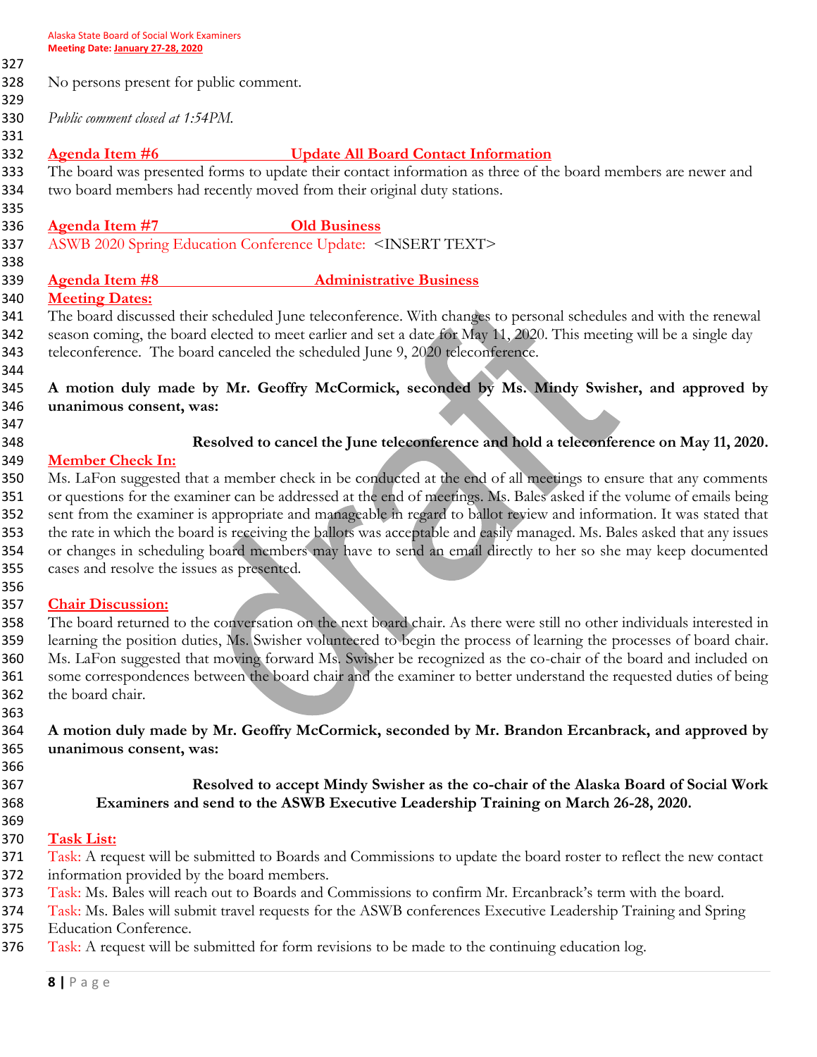No persons present for public comment.

*Public comment closed at 1:54PM.*

## Agenda Item #6 Update All Board Contact Information

The board was presented forms to update their contact information as three of the board members are newer and two board members had recently moved from their original duty stations.

## Agenda Item #7 Old Business

ASWB 2020 Spring Education Conference Update: <INSERT TEXT>

## Agenda Item #8 Administrative Business

### Meeting Dates:

The board discussed their scheduled June teleconference. With changes to personal schedules and with the renewal season coming, the board elected to meet earlier and set a date for May 11, 2020. This meeting will be a single day teleconference. The board canceled the scheduled June 9, 2020 teleconference.

**A motion duly made by Mr. Geoffry McCormick, seconded by Ms. Mindy Swisher, and approved by unanimous consent, was:**

**Resolved to cancel the June teleconference and hold a teleconference on May 11, 2020.**

### Member Check In:

Ms. LaFon suggested that a member check in be conducted at the end of all meetings to ensure that any comments or questions for the examiner can be addressed at the end of meetings. Ms. Bales asked if the volume of emails being sent from the examiner is appropriate and manageable in regard to ballot review and information. It was stated that the rate in which the board is receiving the ballots was acceptable and easily managed. Ms. Bales asked that any issues or changes in scheduling board members may have to send an email directly to her so she may keep documented cases and resolve the issues as presented.

### Chair Discussion:

The board returned to the conversation on the next board chair. As there were still no other individuals interested in learning the position duties, Ms. Swisher volunteered to begin the process of learning the processes of board chair. Ms. LaFon suggested that moving forward Ms. Swisher be recognized as the co-chair of the board and included on some correspondences between the board chair and the examiner to better understand the requested duties of being the board chair.

**A motion duly made by Mr. Geoffry McCormick, seconded by Mr. Brandon Ercanbrack, and approved by unanimous consent, was:**

**Resolved to accept Mindy Swisher as the co-chair of the Alaska Board of Social Work Examiners and send to the ASWB Executive Leadership Training on March 26-28, 2020.**

### Task List:

Task: A request will be submitted to Boards and Commissions to update the board roster to reflect the new contact information provided by the board members.

Task: Ms. Bales will reach out to Boards and Commissions to confirm Mr. Ercanbrack's term with the board.

Task: Ms. Bales will submit travel requests for the ASWB conferences Executive Leadership Training and Spring Education Conference.

Task: A request will be submitted for form revisions to be made to the continuing education log.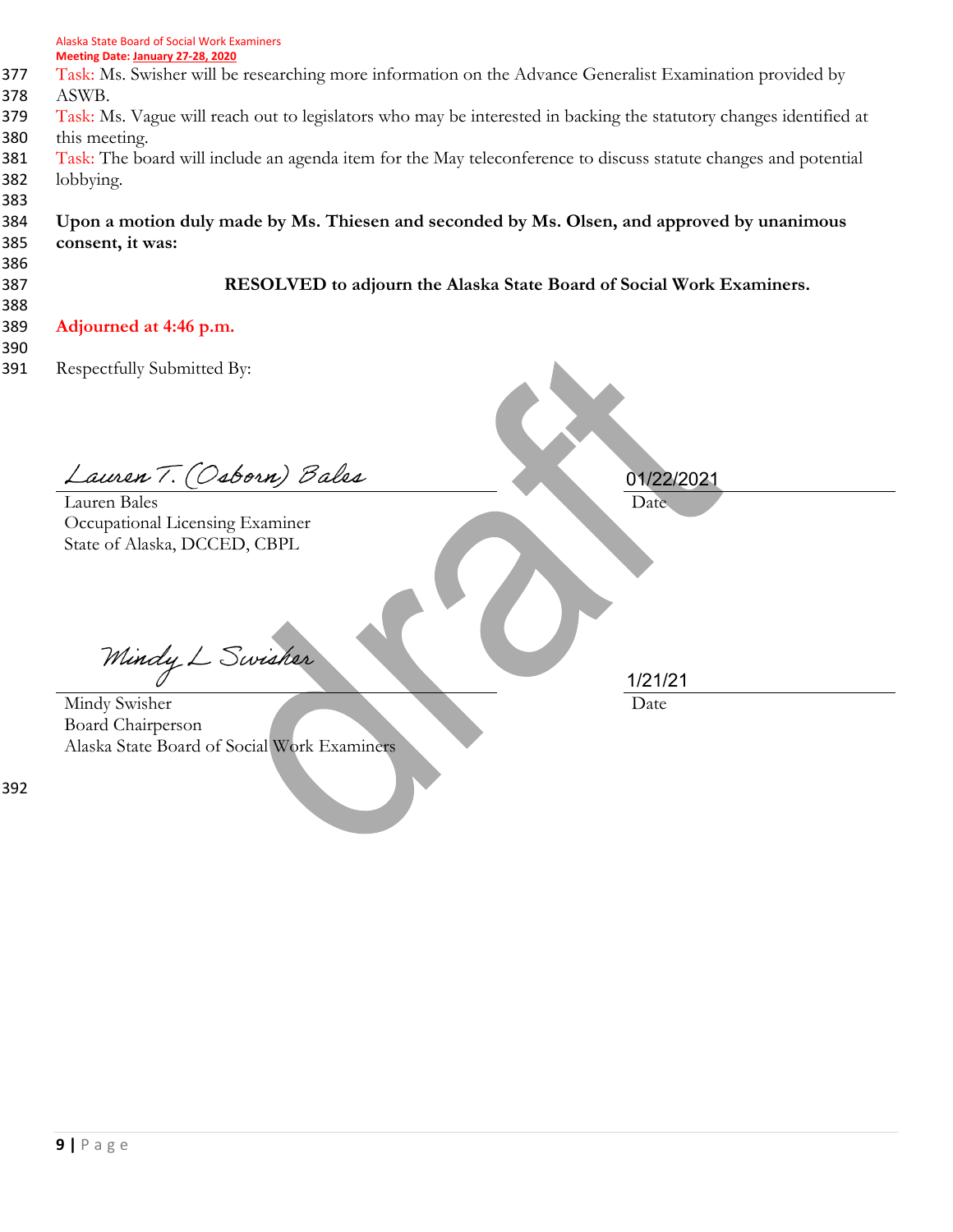Task: Ms. Swisher will be researching more information on the Advance Generalist Examination provided by ASWB.

Task: Ms. Vague will reach out to legislators who may be interested in backing the statutory changes identified at this meeting.

Task: The board will include an agenda item for the May teleconference to discuss statute changes and potential lobbying.

**Upon a motion duly made by Ms. Thiesen and seconded by Ms. Olsen, and approved by unanimous consent, it was:**

**RESOLVED to adjourn the Alaska State Board of Social Work Examiners.**

**Adjourned at 4:46 p.m.**

Respectfully Submitted By:

*Lauren T. (Osborn) Bales*

Lauren Bales
Occupational Licensing Examiner
State of Alaska, DCCED, CBPL

01/22/2021
Date

*Mindy L Swisher*

Mindy Swisher
Board Chairperson
Alaska State Board of Social Work Examiners

1/21/21
Date